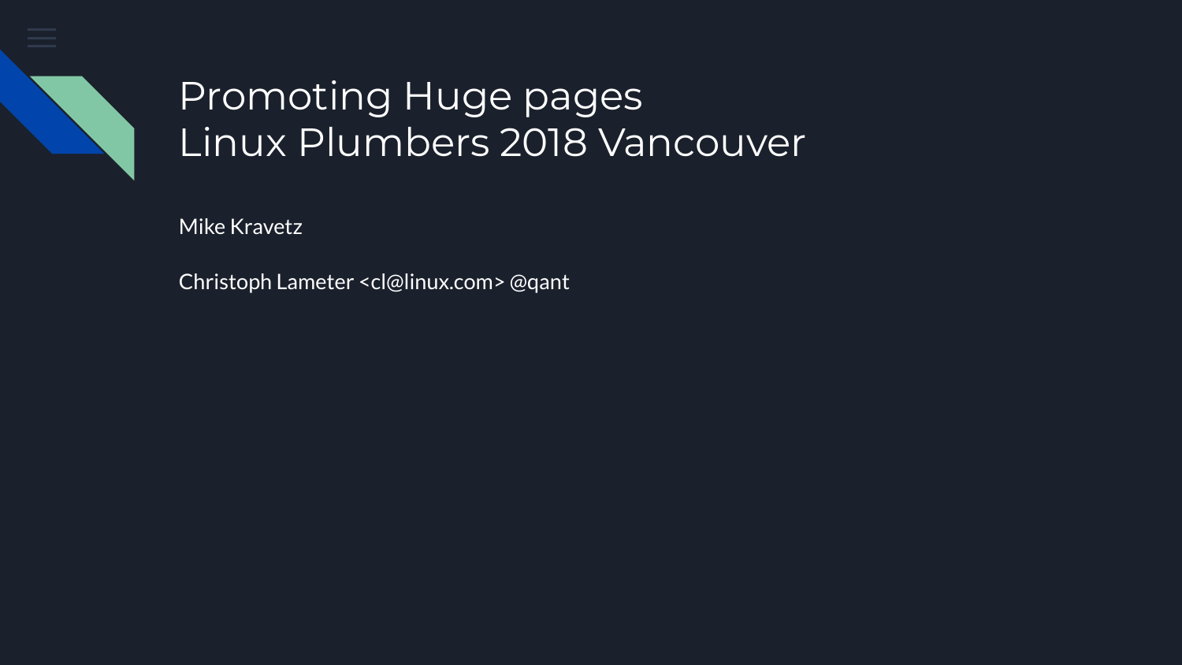# Promoting Huge pages
# Linux Plumbers 2018 Vancouver

Mike Kravetz

Christoph Lameter <cl@linux.com> @qant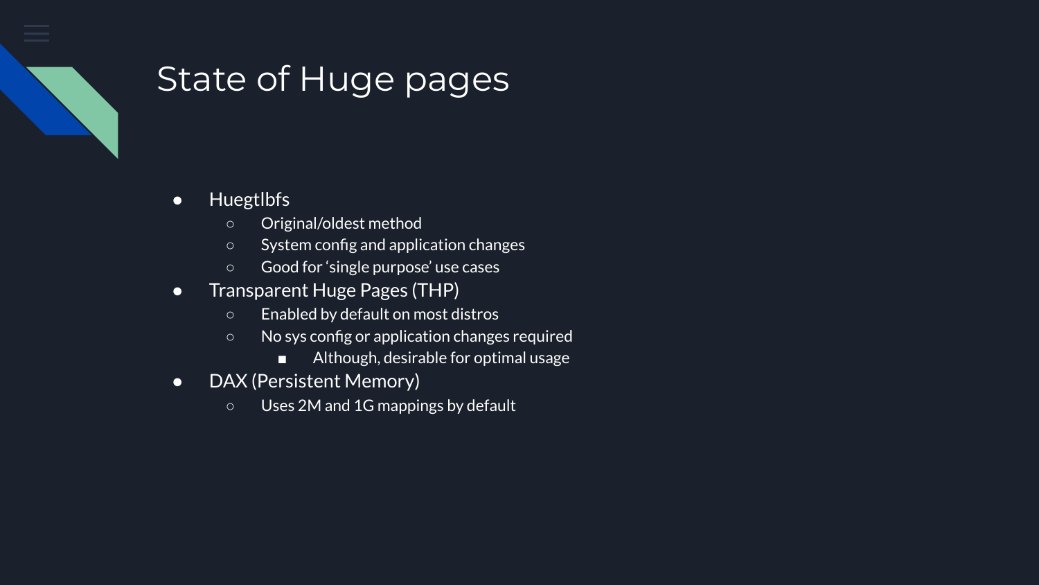# State of Huge pages

- Huegtlbfs
  - Original/oldest method
  - System config and application changes
  - Good for 'single purpose' use cases
- Transparent Huge Pages (THP)
  - Enabled by default on most distros
  - No sys config or application changes required
    - Although, desirable for optimal usage
- DAX (Persistent Memory)
  - Uses 2M and 1G mappings by default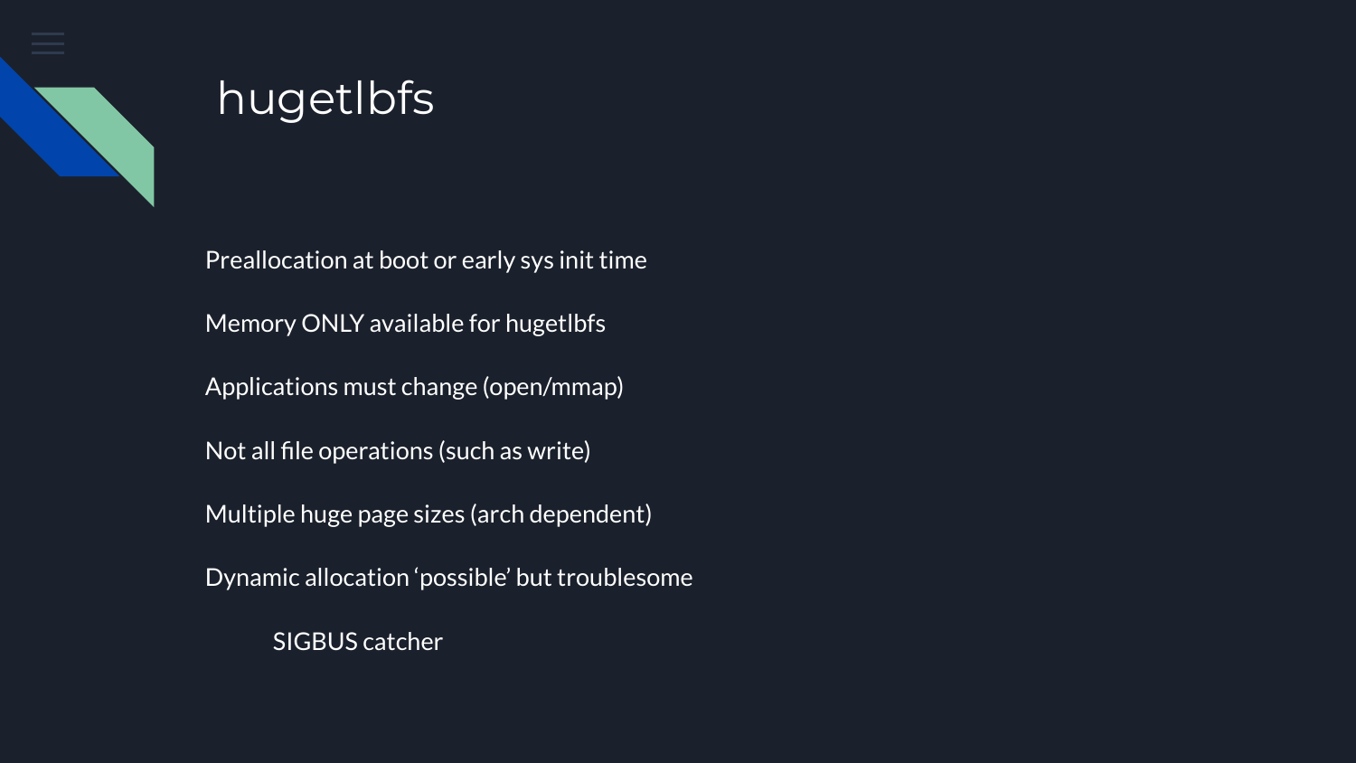# hugetlbfs

Preallocation at boot or early sys init time

Memory ONLY available for hugetlbfs

Applications must change (open/mmap)

Not all file operations (such as write)

Multiple huge page sizes (arch dependent)

Dynamic allocation ‘possible’ but troublesome

- SIGBUS catcher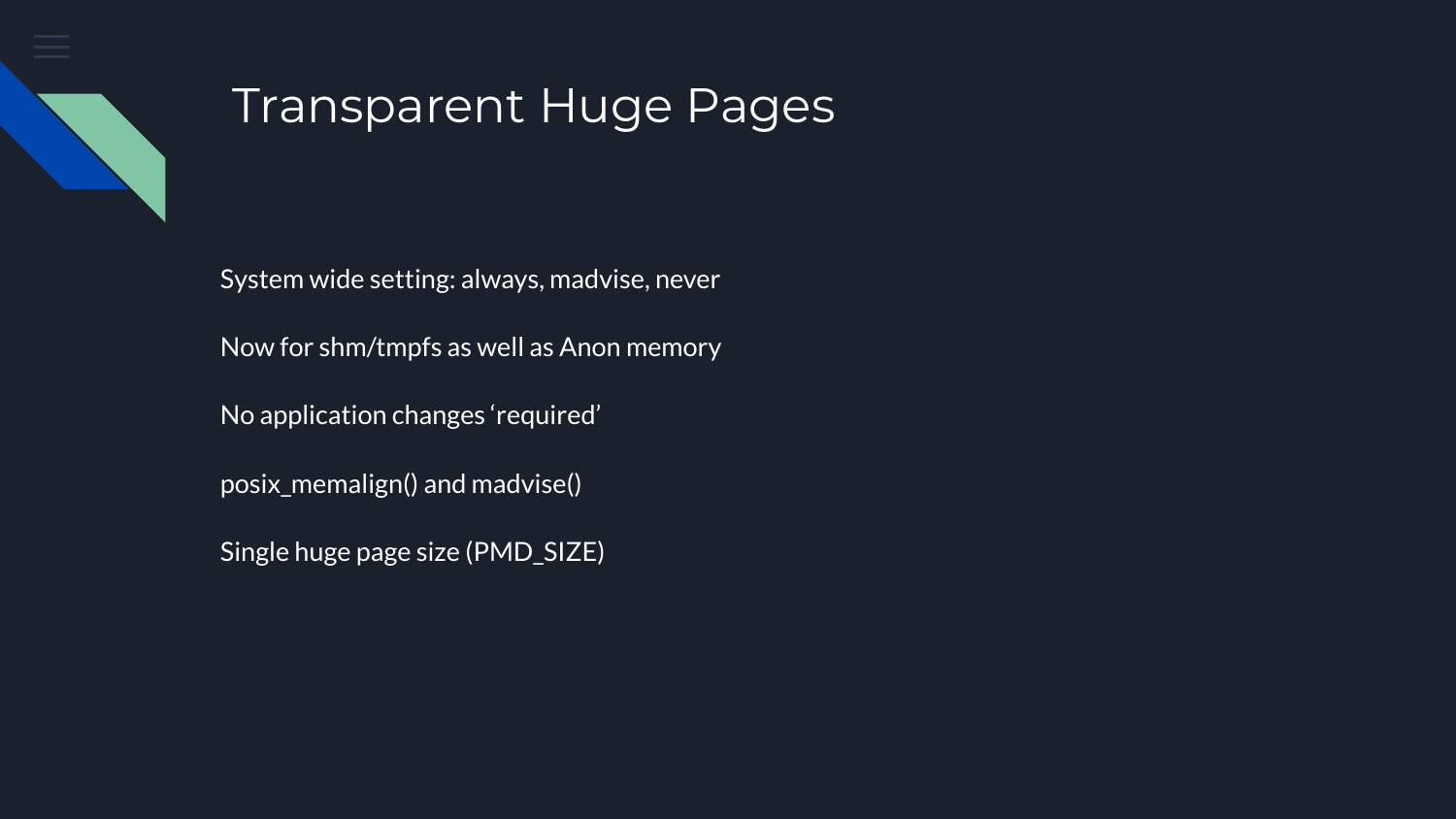# Transparent Huge Pages

System wide setting: always, madvise, never

Now for shm/tmpfs as well as Anon memory

No application changes ‘required’

posix_memalign() and madvise()

Single huge page size (PMD_SIZE)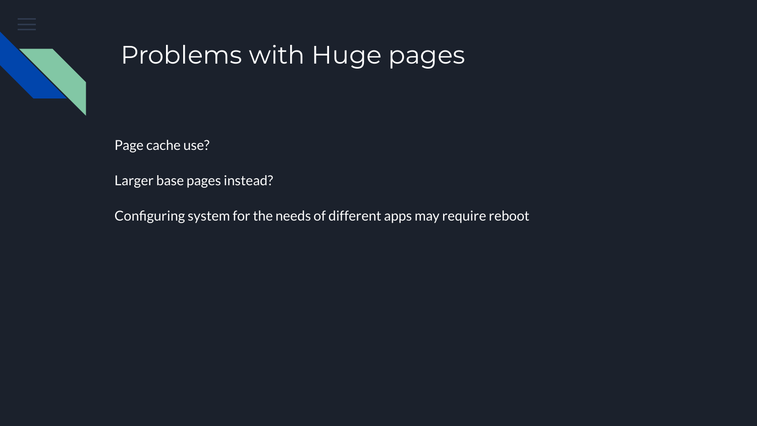# Problems with Huge pages

Page cache use?

Larger base pages instead?

Configuring system for the needs of different apps may require reboot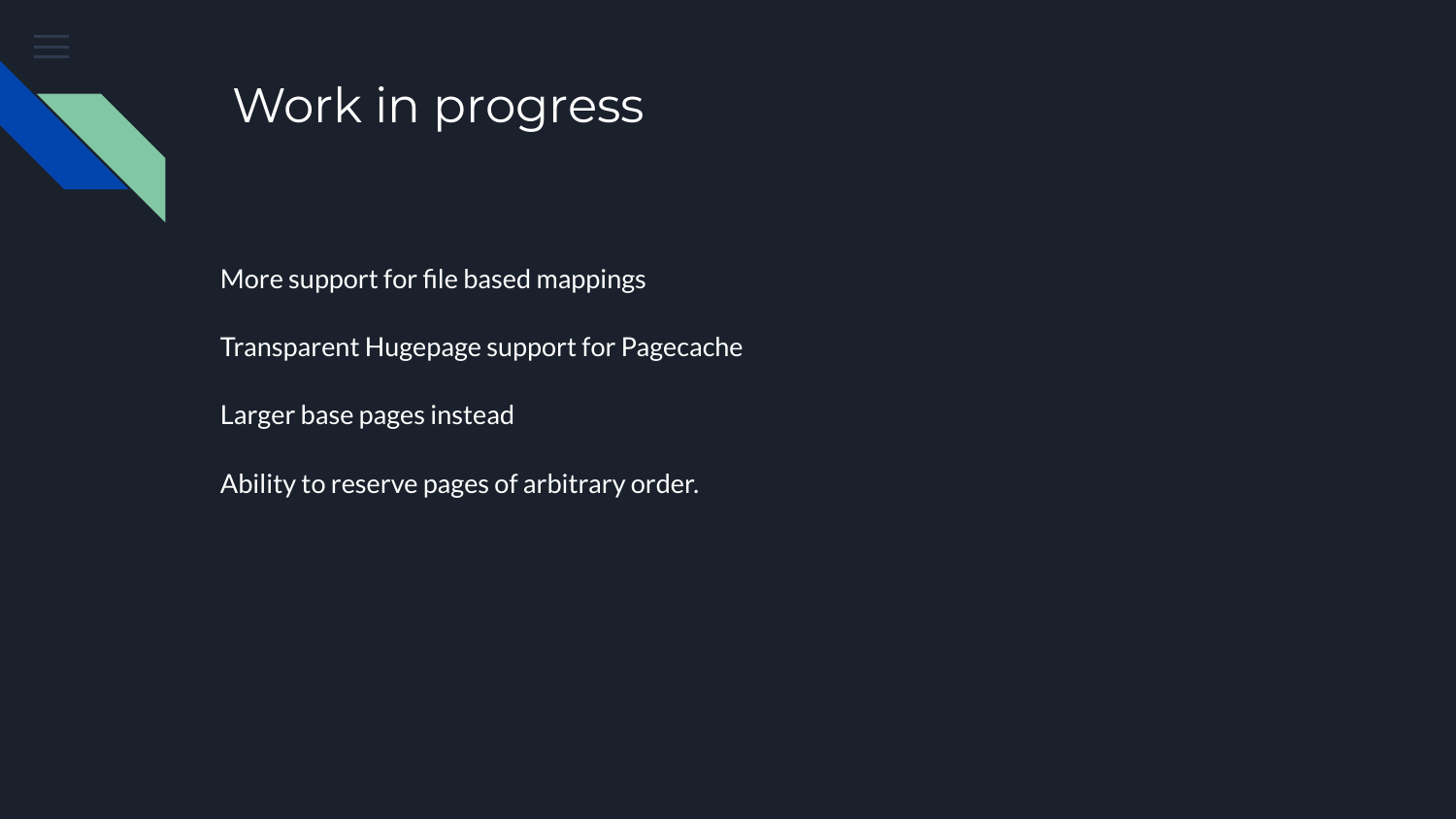# Work in progress

More support for file based mappings

Transparent Hugepage support for Pagecache

Larger base pages instead

Ability to reserve pages of arbitrary order.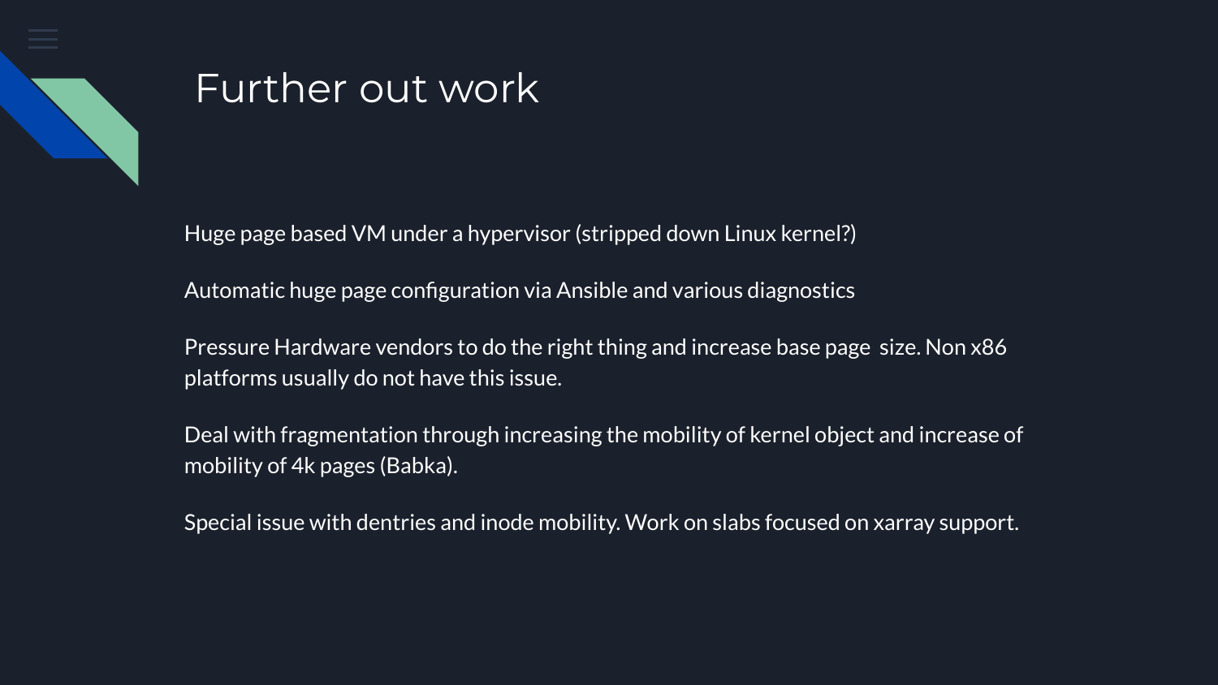# Further out work

Huge page based VM under a hypervisor (stripped down Linux kernel?)

Automatic huge page configuration via Ansible and various diagnostics

Pressure Hardware vendors to do the right thing and increase base page size. Non x86 platforms usually do not have this issue.

Deal with fragmentation through increasing the mobility of kernel object and increase of mobility of 4k pages (Babka).

Special issue with dentries and inode mobility. Work on slabs focused on xarray support.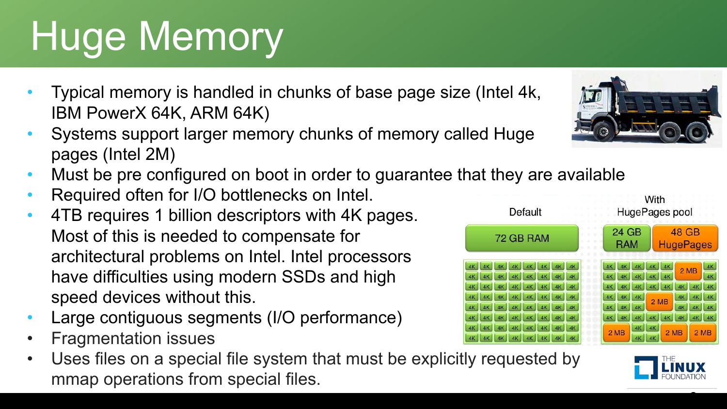# Huge Memory

- Typical memory is handled in chunks of base page size (Intel 4k, IBM PowerX 64K, ARM 64K)
- Systems support larger memory chunks of memory called Huge pages (Intel 2M)
- Must be pre configured on boot in order to guarantee that they are available
- Required often for I/O bottlenecks on Intel.
- 4TB requires 1 billion descriptors with 4K pages. Most of this is needed to compensate for architectural problems on Intel. Intel processors have difficulties using modern SSDs and high speed devices without this.
- Large contiguous segments (I/O performance)
- Fragmentation issues
- Uses files on a special file system that must be explicitly requested by mmap operations from special files.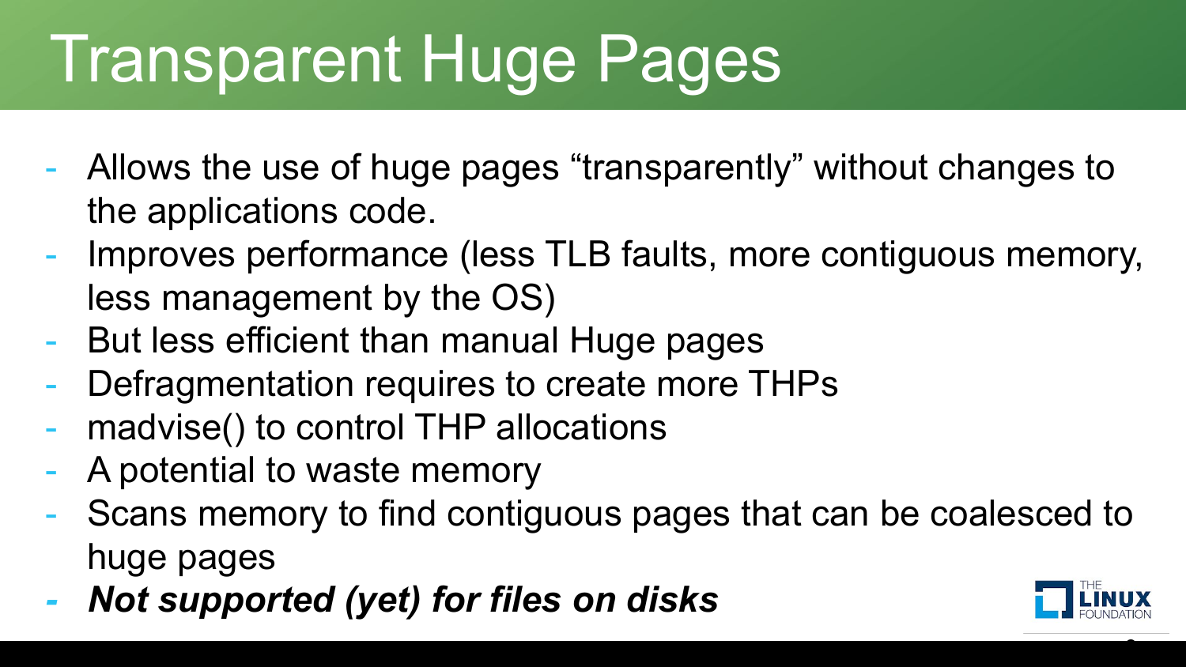# Transparent Huge Pages

- Allows the use of huge pages “transparently” without changes to the applications code.
- Improves performance (less TLB faults, more contiguous memory, less management by the OS)
- But less efficient than manual Huge pages
- Defragmentation requires to create more THPs
- madvise() to control THP allocations
- A potential to waste memory
- Scans memory to find contiguous pages that can be coalesced to huge pages
- ***Not supported (yet) for files on disks***